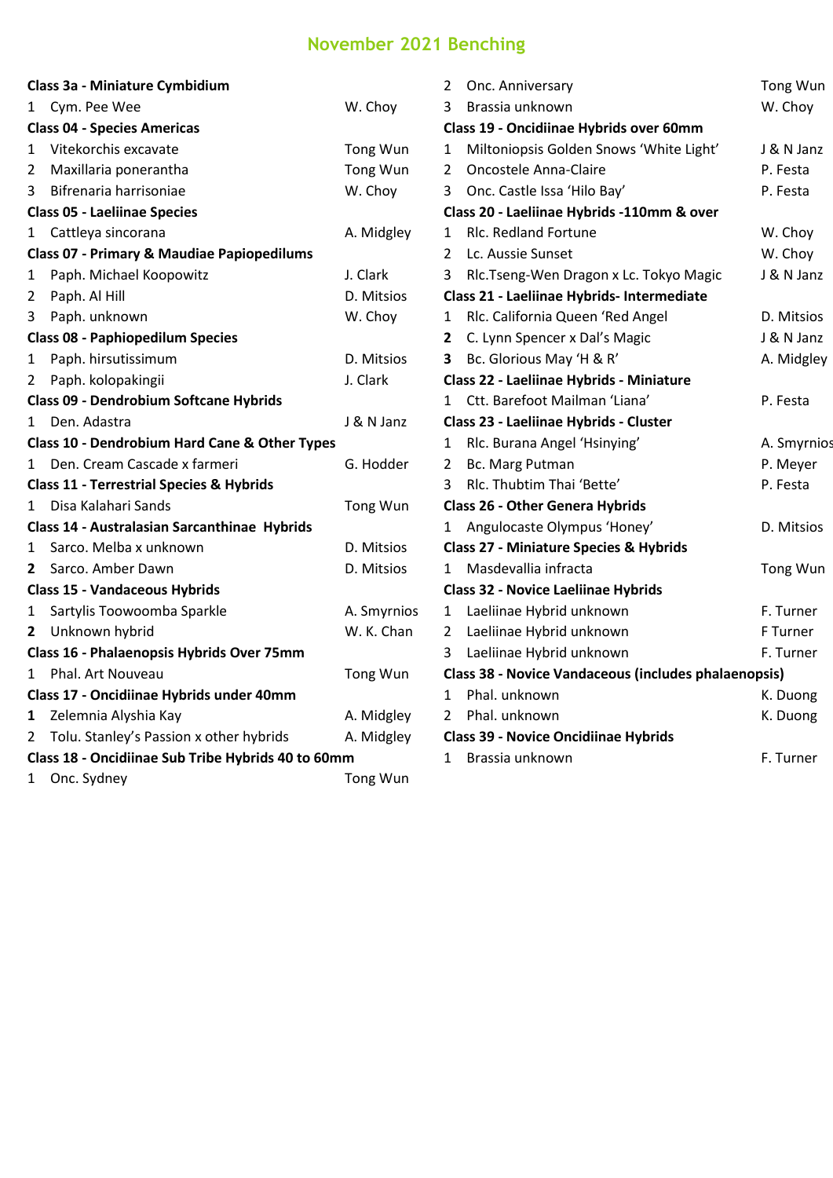# November 2021 Benching

**Class 3a - Miniature Cymbidium**

| | | |
|---|---|---|
| 1 | Cym. Pee Wee | W. Choy |

**Class 04 - Species Americas**

| | | |
|---|---|---|
| 1 | Vitekorchis excavate | Tong Wun |
| 2 | Maxillaria ponerantha | Tong Wun |
| 3 | Bifrenaria harrisoniae | W. Choy |

**Class 05 - Laeliinae Species**

| | | |
|---|---|---|
| 1 | Cattleya sincorana | A. Midgley |

**Class 07 - Primary & Maudiae Papiopedilums**

| | | |
|---|---|---|
| 1 | Paph. Michael Koopowitz | J. Clark |
| 2 | Paph. Al Hill | D. Mitsios |
| 3 | Paph. unknown | W. Choy |

**Class 08 - Paphiopedilum Species**

| | | |
|---|---|---|
| 1 | Paph. hirsutissimum | D. Mitsios |
| 2 | Paph. kolopakingii | J. Clark |

**Class 09 - Dendrobium Softcane Hybrids**

| | | |
|---|---|---|
| 1 | Den. Adastra | J & N Janz |

**Class 10 - Dendrobium Hard Cane & Other Types**

| | | |
|---|---|---|
| 1 | Den. Cream Cascade x farmeri | G. Hodder |

**Class 11 - Terrestrial Species & Hybrids**

| | | |
|---|---|---|
| 1 | Disa Kalahari Sands | Tong Wun |

**Class 14 - Australasian Sarcanthinae Hybrids**

| | | |
|---|---|---|
| 1 | Sarco. Melba x unknown | D. Mitsios |
| **2** | Sarco. Amber Dawn | D. Mitsios |

**Class 15 - Vandaceous Hybrids**

| | | |
|---|---|---|
| 1 | Sartylis Toowoomba Sparkle | A. Smyrnios |
| **2** | Unknown hybrid | W. K. Chan |

**Class 16 - Phalaenopsis Hybrids Over 75mm**

| | | |
|---|---|---|
| 1 | Phal. Art Nouveau | Tong Wun |

**Class 17 - Oncidiinae Hybrids under 40mm**

| | | |
|---|---|---|
| **1** | Zelemnia Alyshia Kay | A. Midgley |
| 2 | Tolu. Stanley's Passion x other hybrids | A. Midgley |

**Class 18 - Oncidiinae Sub Tribe Hybrids 40 to 60mm**

| | | |
|---|---|---|
| 1 | Onc. Sydney | Tong Wun |
| 2 | Onc. Anniversary | Tong Wun |
| 3 | Brassia unknown | W. Choy |

**Class 19 - Oncidiinae Hybrids over 60mm**

| | | |
|---|---|---|
| 1 | Miltoniopsis Golden Snows 'White Light' | J & N Janz |
| 2 | Oncostele Anna-Claire | P. Festa |
| 3 | Onc. Castle Issa 'Hilo Bay' | P. Festa |

**Class 20 - Laeliinae Hybrids -110mm & over**

| | | |
|---|---|---|
| 1 | Rlc. Redland Fortune | W. Choy |
| 2 | Lc. Aussie Sunset | W. Choy |
| 3 | Rlc.Tseng-Wen Dragon x Lc. Tokyo Magic | J & N Janz |

**Class 21 - Laeliinae Hybrids- Intermediate**

| | | |
|---|---|---|
| 1 | Rlc. California Queen 'Red Angel | D. Mitsios |
| **2** | C. Lynn Spencer x Dal's Magic | J & N Janz |
| **3** | Bc. Glorious May 'H & R' | A. Midgley |

**Class 22 - Laeliinae Hybrids - Miniature**

| | | |
|---|---|---|
| 1 | Ctt. Barefoot Mailman 'Liana' | P. Festa |

**Class 23 - Laeliinae Hybrids - Cluster**

| | | |
|---|---|---|
| 1 | Rlc. Burana Angel 'Hsinying' | A. Smyrnios |
| 2 | Bc. Marg Putman | P. Meyer |
| 3 | Rlc. Thubtim Thai 'Bette' | P. Festa |

**Class 26 - Other Genera Hybrids**

| | | |
|---|---|---|
| 1 | Angulocaste Olympus 'Honey' | D. Mitsios |

**Class 27 - Miniature Species & Hybrids**

| | | |
|---|---|---|
| 1 | Masdevallia infracta | Tong Wun |

**Class 32 - Novice Laeliinae Hybrids**

| | | |
|---|---|---|
| 1 | Laeliinae Hybrid unknown | F. Turner |
| 2 | Laeliinae Hybrid unknown | F Turner |
| 3 | Laeliinae Hybrid unknown | F. Turner |

**Class 38 - Novice Vandaceous (includes phalaenopsis)**

| | | |
|---|---|---|
| 1 | Phal. unknown | K. Duong |
| 2 | Phal. unknown | K. Duong |

**Class 39 - Novice Oncidiinae Hybrids**

| | | |
|---|---|---|
| 1 | Brassia unknown | F. Turner |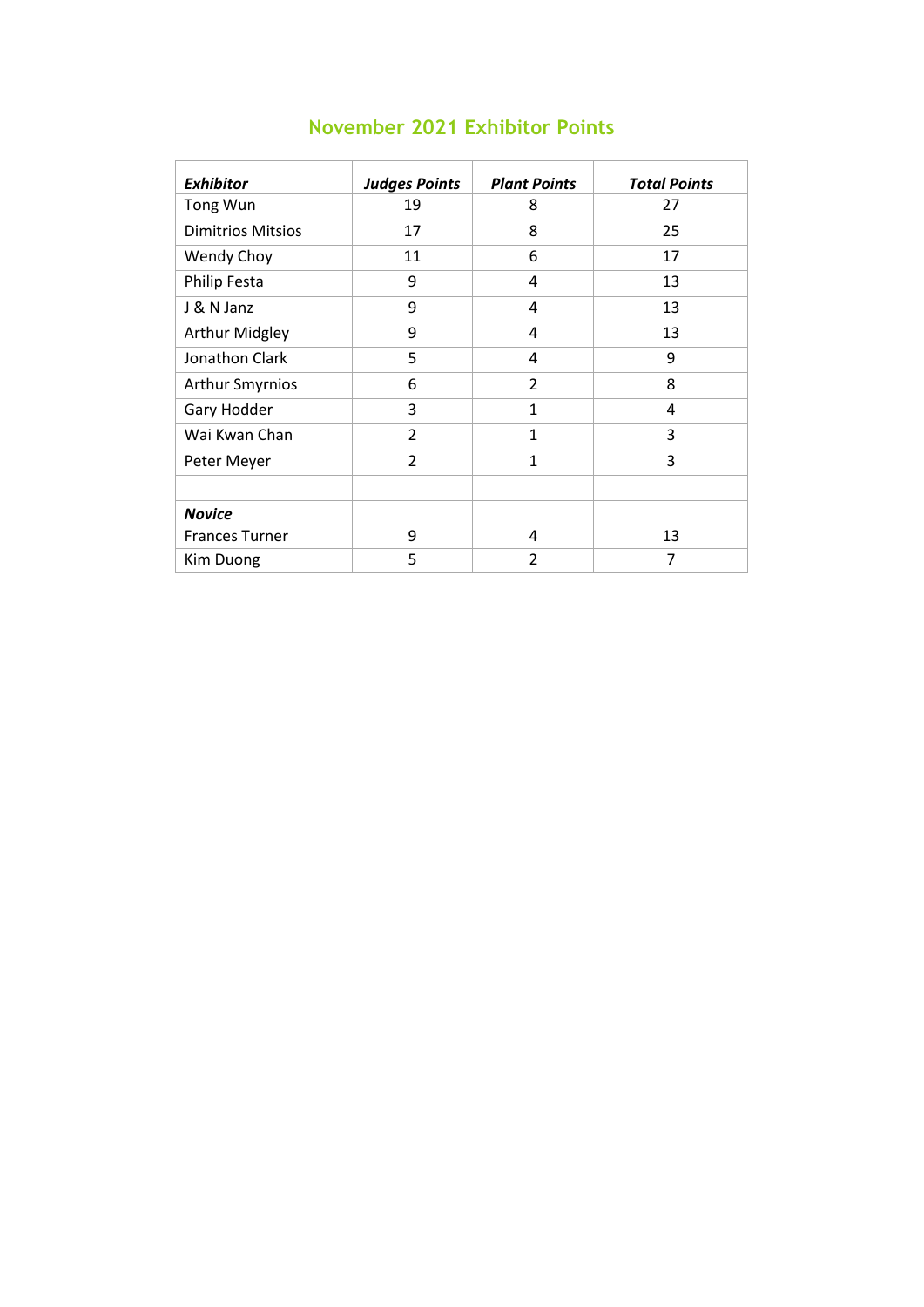## November 2021 Exhibitor Points

| ***Exhibitor*** | ***Judges Points*** | ***Plant Points*** | ***Total Points*** |
|---|---|---|---|
| Tong Wun | 19 | 8 | 27 |
| Dimitrios Mitsios | 17 | 8 | 25 |
| Wendy Choy | 11 | 6 | 17 |
| Philip Festa | 9 | 4 | 13 |
| J & N Janz | 9 | 4 | 13 |
| Arthur Midgley | 9 | 4 | 13 |
| Jonathon Clark | 5 | 4 | 9 |
| Arthur Smyrnios | 6 | 2 | 8 |
| Gary Hodder | 3 | 1 | 4 |
| Wai Kwan Chan | 2 | 1 | 3 |
| Peter Meyer | 2 | 1 | 3 |
| | | | |
| ***Novice*** | | | |
| Frances Turner | 9 | 4 | 13 |
| Kim Duong | 5 | 2 | 7 |